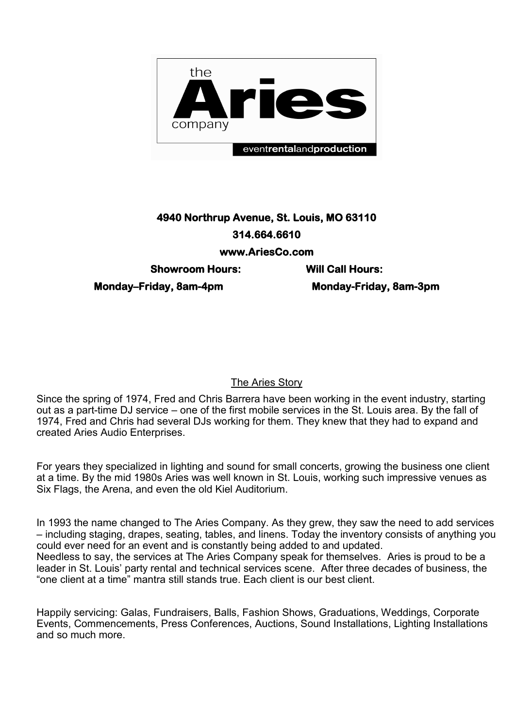the
# Aries
company

eventrentalandproduction

**4940 Northrup Avenue, St. Louis, MO 63110**

**314.664.6610**

**www.AriesCo.com**

**Showroom Hours:** **Monday–Friday, 8am-4pm**

**Will Call Hours:** **Monday-Friday, 8am-3pm**

## The Aries Story

Since the spring of 1974, Fred and Chris Barrera have been working in the event industry, starting out as a part-time DJ service – one of the first mobile services in the St. Louis area. By the fall of 1974, Fred and Chris had several DJs working for them. They knew that they had to expand and created Aries Audio Enterprises.

For years they specialized in lighting and sound for small concerts, growing the business one client at a time. By the mid 1980s Aries was well known in St. Louis, working such impressive venues as Six Flags, the Arena, and even the old Kiel Auditorium.

In 1993 the name changed to The Aries Company. As they grew, they saw the need to add services – including staging, drapes, seating, tables, and linens. Today the inventory consists of anything you could ever need for an event and is constantly being added to and updated.
Needless to say, the services at The Aries Company speak for themselves. Aries is proud to be a leader in St. Louis' party rental and technical services scene. After three decades of business, the "one client at a time" mantra still stands true. Each client is our best client.

Happily servicing: Galas, Fundraisers, Balls, Fashion Shows, Graduations, Weddings, Corporate Events, Commencements, Press Conferences, Auctions, Sound Installations, Lighting Installations and so much more.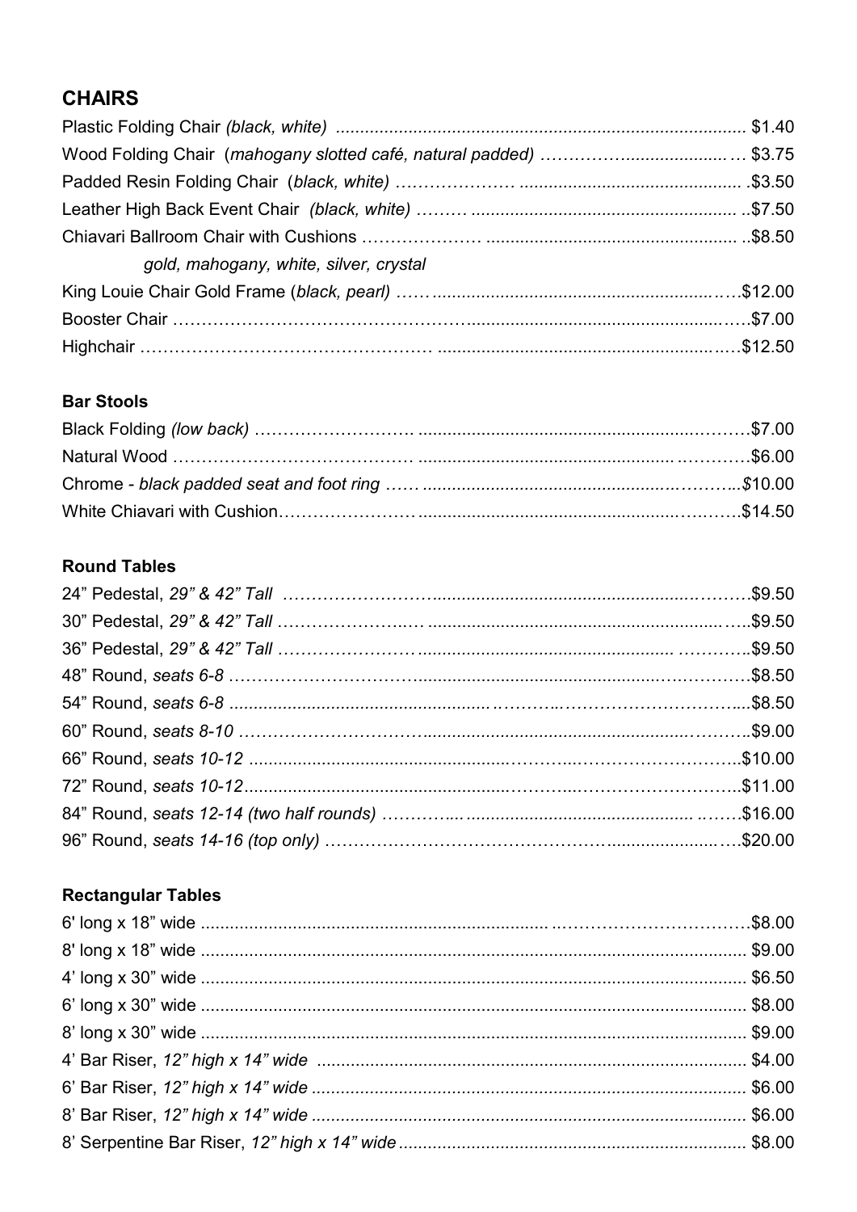## CHAIRS

Plastic Folding Chair *(black, white)* .................................................................................... $1.40

Wood Folding Chair (*mahogany slotted café, natural padded)* ……………...................... … $3.75

Padded Resin Folding Chair (*black, white)* ………………… ............................................. .$3.50

Leather High Back Event Chair *(black, white)* ……… ...................................................... ..$7.50

Chiavari Ballroom Chair with Cushions ……………… .................................................. ..$8.50

*gold, mahogany, white, silver, crystal*

King Louie Chair Gold Frame (*black, pearl)* …… ............................................................….$12.00

Booster Chair …………………………………………...........................................…..$7.00

Highchair ………………………………………… ...........................................................…$12.50

### Bar Stools

Black Folding *(low back)* ………………………. .............................................................………$7.00

Natural Wood …………………………………… ..................................................…………$6.00

Chrome - *black padded seat and foot ring* …… ...........................................................………...$10.00

White Chiavari with Cushion…………………. ..............................................................………$14.50

### Round Tables

24" Pedestal, *29" & 42" Tall* ……………………….............................................................………$9.50

30" Pedestal, *29" & 42" Tall* ………………..… ............................................................…..$9.50

36" Pedestal, *29" & 42" Tall* ………………….. ............................................................ …………..$9.50

48" Round, *seats 6-8* ……………………………...................................................……………$8.50

54" Round, *seats 6-8* ................................................. …………....…………………………....$8.50

60" Round, *seats 8-10* …………………………...........................................................………..$9.00

66" Round, *seats 10-12* ..................................................……....……………………..$10.00

72" Round, *seats 10-12*..................................................………...……………………..$11.00

84" Round, *seats 12-14 (two half rounds)* ………... .................................................. ..……$16.00

96" Round, *seats 14-16 (top only)* …………………………………………......................….$20.00

### Rectangular Tables

6' long x 18" wide ................................................................ ..…………………………$8.00

8' long x 18" wide ................................................................................................................ $9.00

4' long x 30" wide ................................................................................................................ $6.50

6' long x 30" wide ................................................................................................................ $8.00

8' long x 30" wide ................................................................................................................ $9.00

4' Bar Riser, *12" high x 14" wide* ........................................................................................ $4.00

6' Bar Riser, *12" high x 14" wide* ......................................................................................... $6.00

8' Bar Riser, *12" high x 14" wide* ......................................................................................... $6.00

8' Serpentine Bar Riser, *12" high x 14" wide* ....................................................................... $8.00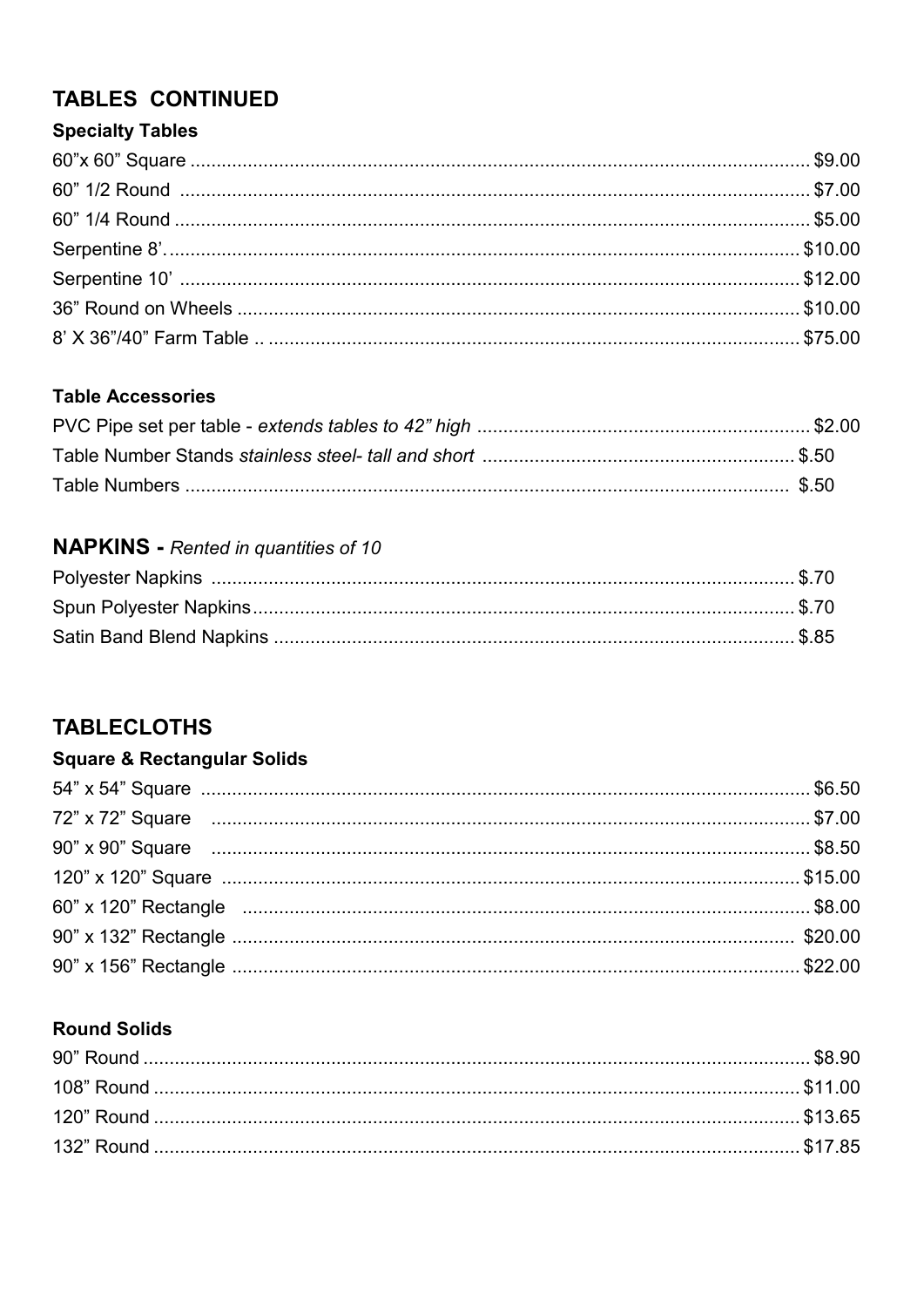## TABLES CONTINUED

### Specialty Tables

| | |
|---|---|
| 60"x 60" Square | $9.00 |
| 60" 1/2 Round | $7.00 |
| 60" 1/4 Round | $5.00 |
| Serpentine 8'. | $10.00 |
| Serpentine 10' | $12.00 |
| 36" Round on Wheels | $10.00 |
| 8' X 36"/40" Farm Table .. | $75.00 |

### Table Accessories

| | |
|---|---|
| PVC Pipe set per table - *extends tables to 42" high* | $2.00 |
| Table Number Stands *stainless steel- tall and short* | $.50 |
| Table Numbers | $.50 |

## NAPKINS - *Rented in quantities of 10*

| | |
|---|---|
| Polyester Napkins | $.70 |
| Spun Polyester Napkins | $.70 |
| Satin Band Blend Napkins | $.85 |

## TABLECLOTHS

### Square & Rectangular Solids

| | |
|---|---|
| 54" x 54" Square | $6.50 |
| 72" x 72" Square | $7.00 |
| 90" x 90" Square | $8.50 |
| 120" x 120" Square | $15.00 |
| 60" x 120" Rectangle | $8.00 |
| 90" x 132" Rectangle | $20.00 |
| 90" x 156" Rectangle | $22.00 |

### Round Solids

| | |
|---|---|
| 90" Round | $8.90 |
| 108" Round | $11.00 |
| 120" Round | $13.65 |
| 132" Round | $17.85 |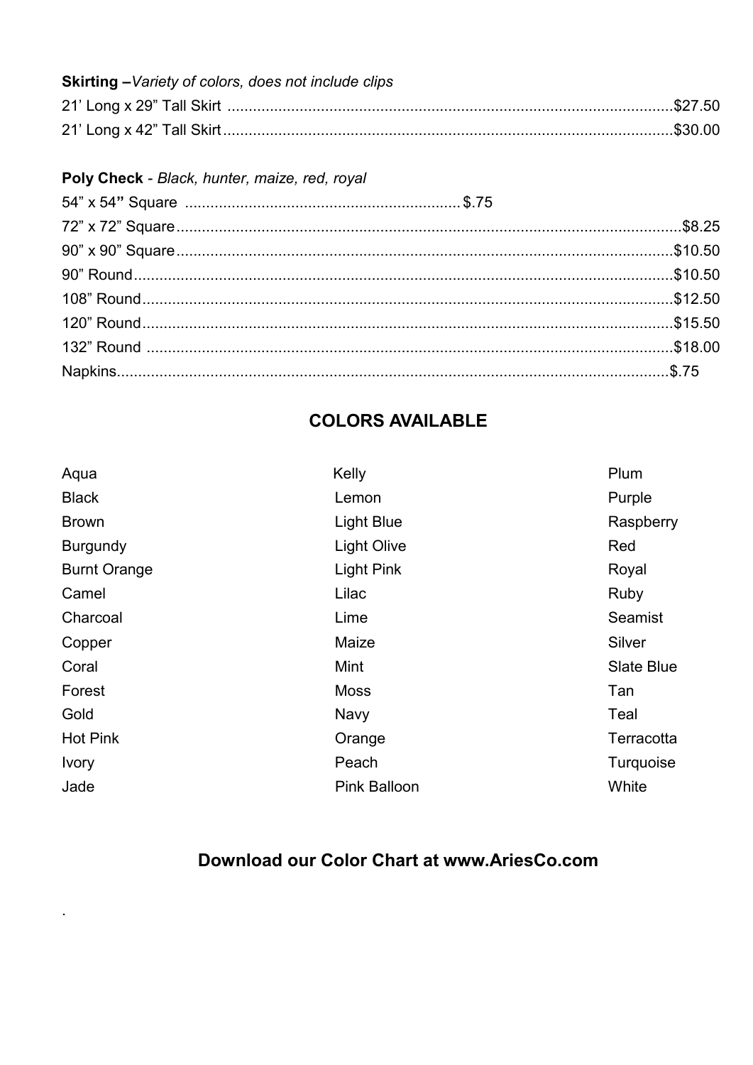**Skirting –** *Variety of colors, does not include clips*

21’ Long x 29” Tall Skirt ........................................................................................................$27.50
21’ Long x 42” Tall Skirt ........................................................................................................$30.00

**Poly Check** - *Black, hunter, maize, red, royal*

54” x 54” Square ................................................................$.75
72” x 72” Square....................................................................................................................$8.25
90” x 90” Square....................................................................................................................$10.50
90” Round.............................................................................................................................$10.50
108” Round...........................................................................................................................$12.50
120” Round...........................................................................................................................$15.50
132” Round ..........................................................................................................................$18.00
Napkins.................................................................................................................................$.75

## COLORS AVAILABLE

| | | |
|---|---|---|
| Aqua | Kelly | Plum |
| Black | Lemon | Purple |
| Brown | Light Blue | Raspberry |
| Burgundy | Light Olive | Red |
| Burnt Orange | Light Pink | Royal |
| Camel | Lilac | Ruby |
| Charcoal | Lime | Seamist |
| Copper | Maize | Silver |
| Coral | Mint | Slate Blue |
| Forest | Moss | Tan |
| Gold | Navy | Teal |
| Hot Pink | Orange | Terracotta |
| Ivory | Peach | Turquoise |
| Jade | Pink Balloon | White |

**Download our Color Chart at www.AriesCo.com**

.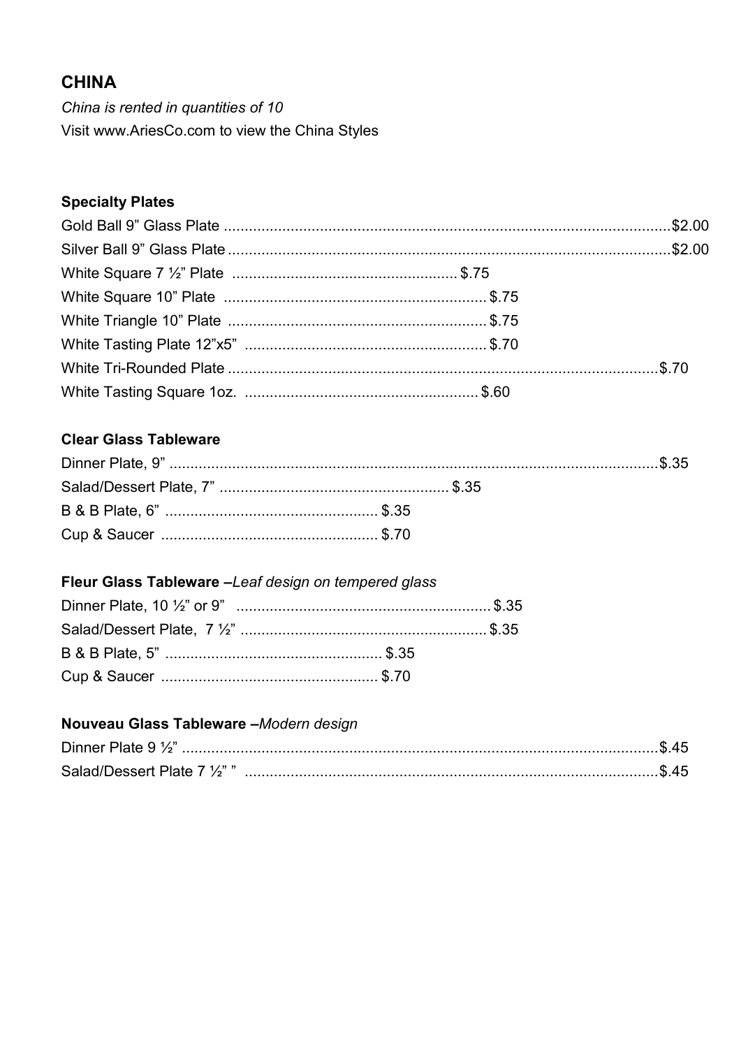## CHINA

*China is rented in quantities of 10*

Visit www.AriesCo.com to view the China Styles

### Specialty Plates

Gold Ball 9" Glass Plate ..........................................................................................................$2.00
Silver Ball 9" Glass Plate .........................................................................................................$2.00
White Square 7 ½" Plate ...................................................... $.75
White Square 10" Plate .............................................................. $.75
White Triangle 10" Plate ............................................................. $.75
White Tasting Plate 12"x5" ......................................................... $.70
White Tri-Rounded Plate .......................................................................................................$.70
White Tasting Square 1oz. ....................................................... $.60

### Clear Glass Tableware

Dinner Plate, 9" .....................................................................................................................$.35
Salad/Dessert Plate, 7" ...................................................... $.35
B & B Plate, 6" .................................................. $.35
Cup & Saucer ................................................... $.70

### Fleur Glass Tableware –*Leaf design on tempered glass*

Dinner Plate, 10 ½" or 9" ............................................................ $.35
Salad/Dessert Plate, 7 ½" .......................................................... $.35
B & B Plate, 5" ................................................... $.35
Cup & Saucer ................................................... $.70

### Nouveau Glass Tableware –*Modern design*

Dinner Plate 9 ½" .................................................................................................................$.45
Salad/Dessert Plate 7 ½" " ...................................................................................................$.45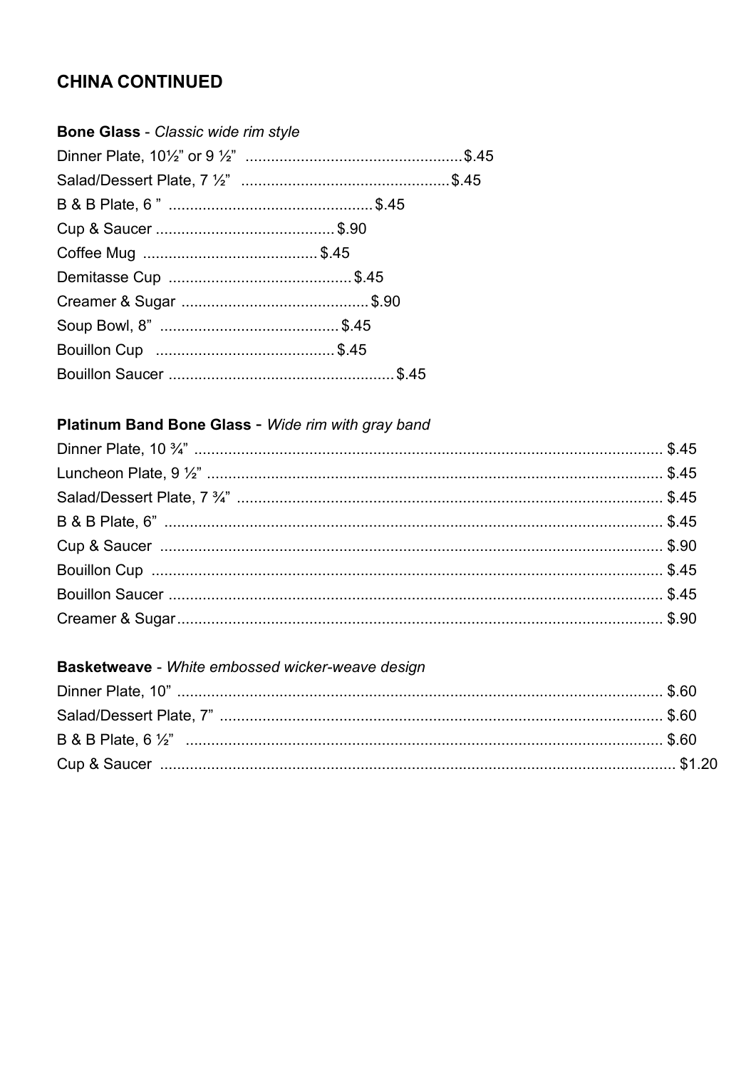## CHINA CONTINUED

**Bone Glass** - *Classic wide rim style*

Dinner Plate, 10½" or 9 ½" ....................................................$.45
Salad/Dessert Plate, 7 ½" ....................................................$.45
B & B Plate, 6 " ....................................................$.45
Cup & Saucer ....................................................$.90
Coffee Mug ....................................................$.45
Demitasse Cup ....................................................$.45
Creamer & Sugar ....................................................$.90
Soup Bowl, 8" ....................................................$.45
Bouillon Cup ....................................................$.45
Bouillon Saucer ....................................................$.45

**Platinum Band Bone Glass** - *Wide rim with gray band*

Dinner Plate, 10 ¾" .................................................... $.45
Luncheon Plate, 9 ½" .................................................... $.45
Salad/Dessert Plate, 7 ¾" .................................................... $.45
B & B Plate, 6" .................................................... $.45
Cup & Saucer .................................................... $.90
Bouillon Cup .................................................... $.45
Bouillon Saucer .................................................... $.45
Creamer & Sugar .................................................... $.90

**Basketweave** - *White embossed wicker-weave design*

Dinner Plate, 10" .................................................... $.60
Salad/Dessert Plate, 7" .................................................... $.60
B & B Plate, 6 ½" .................................................... $.60
Cup & Saucer .................................................... $1.20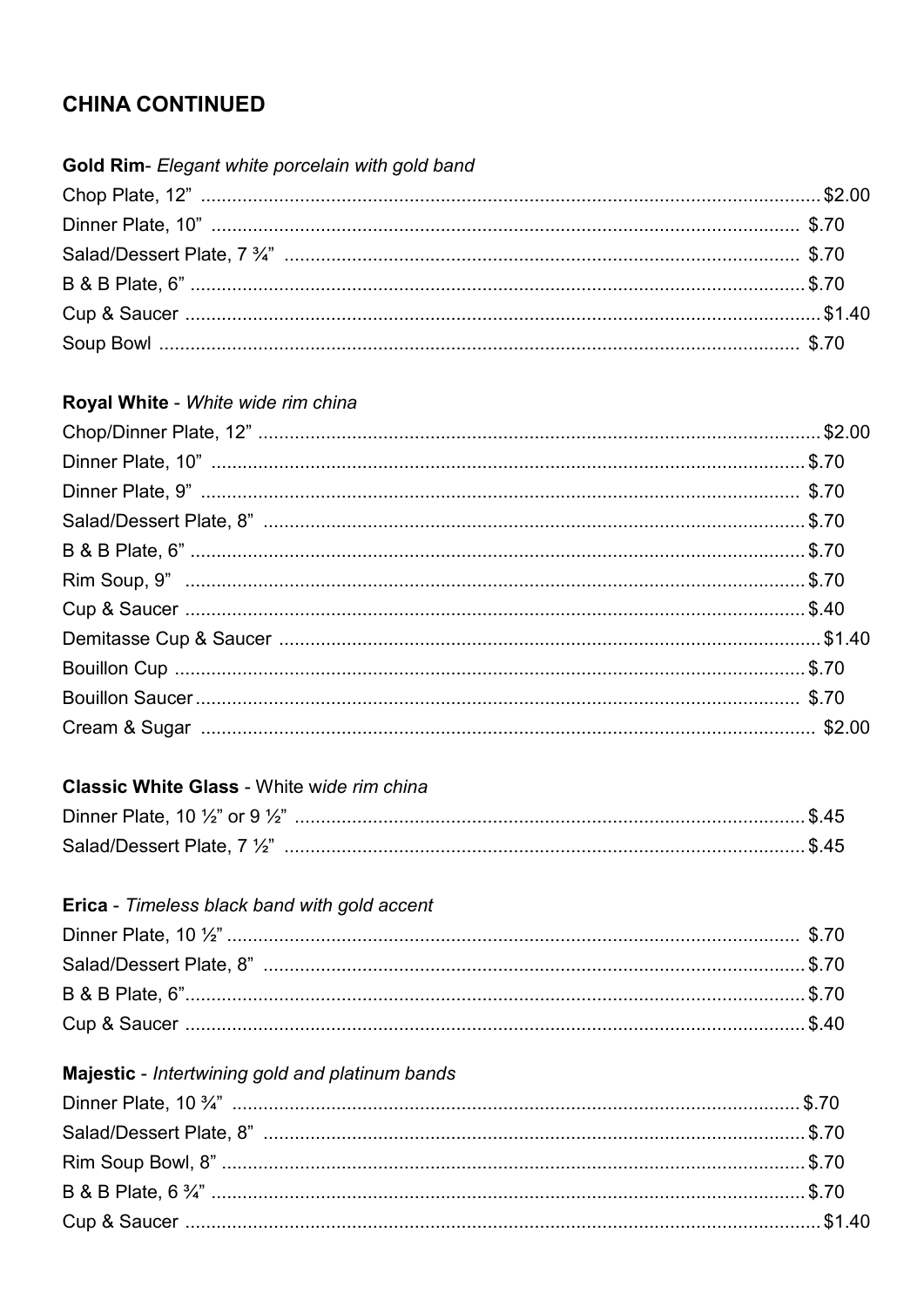## CHINA CONTINUED

**Gold Rim**- *Elegant white porcelain with gold band*

| | |
|---|---|
| Chop Plate, 12" | $2.00 |
| Dinner Plate, 10" | $.70 |
| Salad/Dessert Plate, 7 ¾" | $.70 |
| B & B Plate, 6" | $.70 |
| Cup & Saucer | $1.40 |
| Soup Bowl | $.70 |

**Royal White** - *White wide rim china*

| | |
|---|---|
| Chop/Dinner Plate, 12" | $2.00 |
| Dinner Plate, 10" | $.70 |
| Dinner Plate, 9" | $.70 |
| Salad/Dessert Plate, 8" | $.70 |
| B & B Plate, 6" | $.70 |
| Rim Soup, 9" | $.70 |
| Cup & Saucer | $.40 |
| Demitasse Cup & Saucer | $1.40 |
| Bouillon Cup | $.70 |
| Bouillon Saucer | $.70 |
| Cream & Sugar | $2.00 |

**Classic White Glass** - White w*ide rim china*

| | |
|---|---|
| Dinner Plate, 10 ½" or 9 ½" | $.45 |
| Salad/Dessert Plate, 7 ½" | $.45 |

**Erica** - *Timeless black band with gold accent*

| | |
|---|---|
| Dinner Plate, 10 ½" | $.70 |
| Salad/Dessert Plate, 8" | $.70 |
| B & B Plate, 6" | $.70 |
| Cup & Saucer | $.40 |

**Majestic** - *Intertwining gold and platinum bands*

| | |
|---|---|
| Dinner Plate, 10 ¾" | $.70 |
| Salad/Dessert Plate, 8" | $.70 |
| Rim Soup Bowl, 8" | $.70 |
| B & B Plate, 6 ¾" | $.70 |
| Cup & Saucer | $1.40 |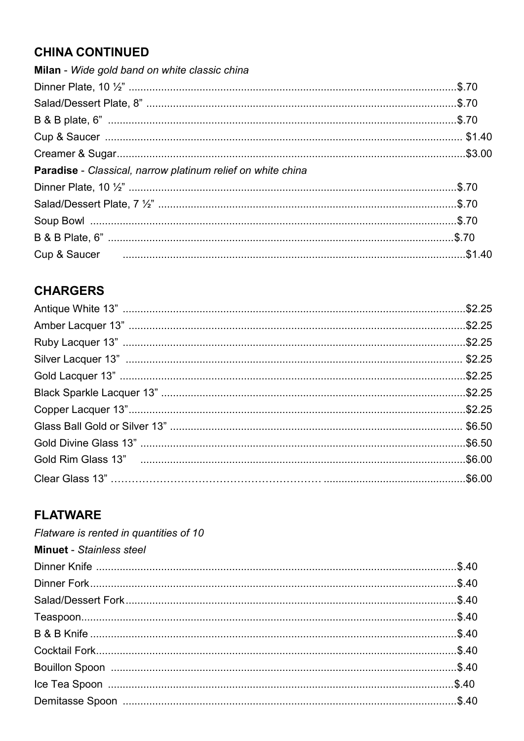## CHINA CONTINUED

**Milan** - *Wide gold band on white classic china*

| | |
|---|---|
| Dinner Plate, 10 ½” | $.70 |
| Salad/Dessert Plate, 8” | $.70 |
| B & B plate, 6” | $.70 |
| Cup & Saucer | $1.40 |
| Creamer & Sugar | $3.00 |

**Paradise** - *Classical, narrow platinum relief on white china*

| | |
|---|---|
| Dinner Plate, 10 ½” | $.70 |
| Salad/Dessert Plate, 7 ½” | $.70 |
| Soup Bowl | $.70 |
| B & B Plate, 6” | $.70 |
| Cup & Saucer | $1.40 |

## CHARGERS

| | |
|---|---|
| Antique White 13” | $2.25 |
| Amber Lacquer 13” | $2.25 |
| Ruby Lacquer 13” | $2.25 |
| Silver Lacquer 13” | $2.25 |
| Gold Lacquer 13” | $2.25 |
| Black Sparkle Lacquer 13” | $2.25 |
| Copper Lacquer 13” | $2.25 |
| Glass Ball Gold or Silver 13” | $6.50 |
| Gold Divine Glass 13” | $6.50 |
| Gold Rim Glass 13” | $6.00 |
| Clear Glass 13” | $6.00 |

## FLATWARE

*Flatware is rented in quantities of 10*

**Minuet** - *Stainless steel*

| | |
|---|---|
| Dinner Knife | $.40 |
| Dinner Fork | $.40 |
| Salad/Dessert Fork | $.40 |
| Teaspoon | $.40 |
| B & B Knife | $.40 |
| Cocktail Fork | $.40 |
| Bouillon Spoon | $.40 |
| Ice Tea Spoon | $.40 |
| Demitasse Spoon | $.40 |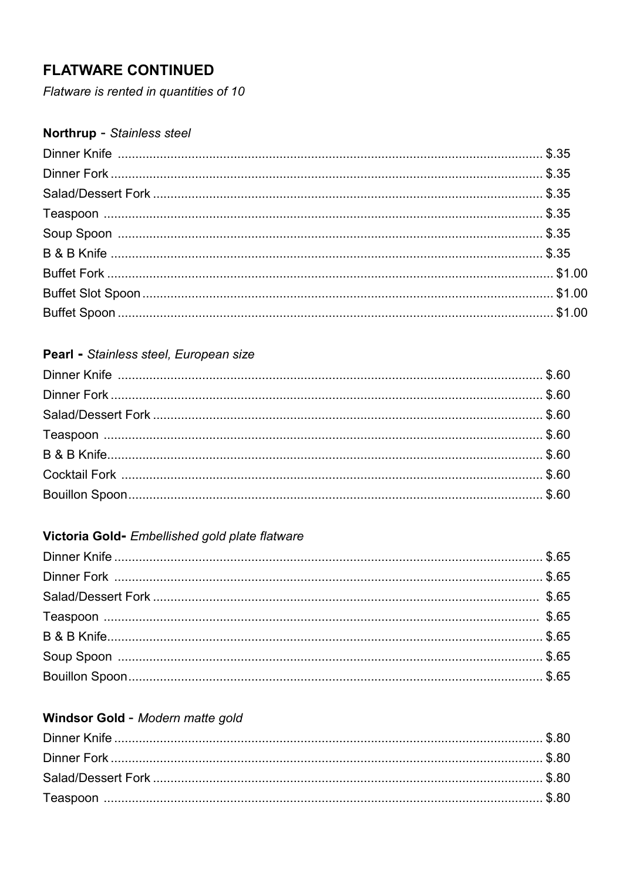## FLATWARE CONTINUED

*Flatware is rented in quantities of 10*

**Northrup** - *Stainless steel*

Dinner Knife ........ $.35
Dinner Fork ........ $.35
Salad/Dessert Fork ........ $.35
Teaspoon ........ $.35
Soup Spoon ........ $.35
B & B Knife ........ $.35
Buffet Fork ........ $1.00
Buffet Slot Spoon ........ $1.00
Buffet Spoon ........ $1.00

**Pearl -** *Stainless steel, European size*

Dinner Knife ........ $.60
Dinner Fork ........ $.60
Salad/Dessert Fork ........ $.60
Teaspoon ........ $.60
B & B Knife ........ $.60
Cocktail Fork ........ $.60
Bouillon Spoon ........ $.60

**Victoria Gold-** *Embellished gold plate flatware*

Dinner Knife ........ $.65
Dinner Fork ........ $.65
Salad/Dessert Fork ........ $.65
Teaspoon ........ $.65
B & B Knife ........ $.65
Soup Spoon ........ $.65
Bouillon Spoon ........ $.65

**Windsor Gold** - *Modern matte gold*

Dinner Knife ........ $.80
Dinner Fork ........ $.80
Salad/Dessert Fork ........ $.80
Teaspoon ........ $.80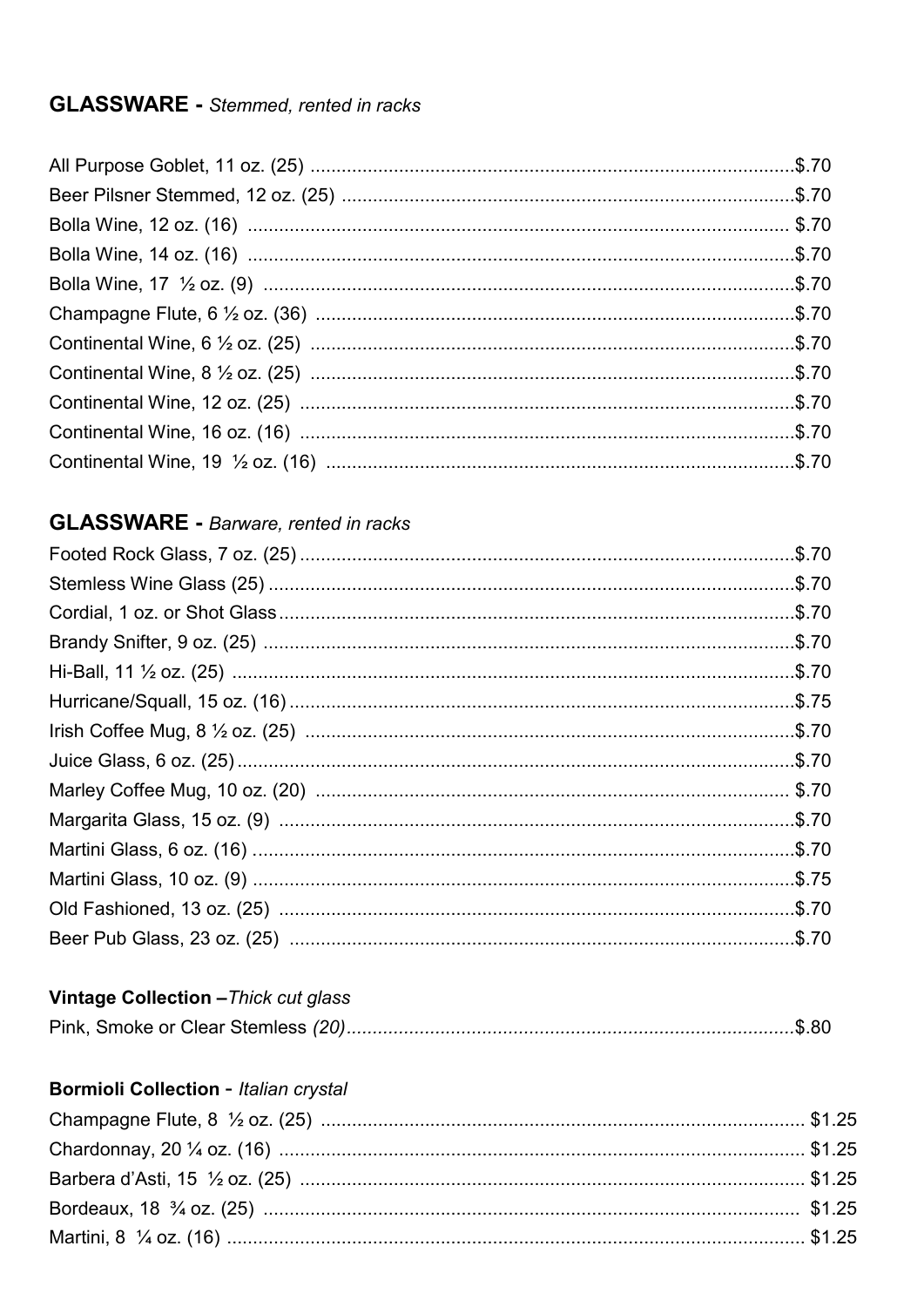## GLASSWARE - *Stemmed, rented in racks*

| | |
|---|---|
| All Purpose Goblet, 11 oz. (25) | $.70 |
| Beer Pilsner Stemmed, 12 oz. (25) | $.70 |
| Bolla Wine, 12 oz. (16) | $.70 |
| Bolla Wine, 14 oz. (16) | $.70 |
| Bolla Wine, 17 ½ oz. (9) | $.70 |
| Champagne Flute, 6 ½ oz. (36) | $.70 |
| Continental Wine, 6 ½ oz. (25) | $.70 |
| Continental Wine, 8 ½ oz. (25) | $.70 |
| Continental Wine, 12 oz. (25) | $.70 |
| Continental Wine, 16 oz. (16) | $.70 |
| Continental Wine, 19 ½ oz. (16) | $.70 |

## GLASSWARE - *Barware, rented in racks*

| | |
|---|---|
| Footed Rock Glass, 7 oz. (25) | $.70 |
| Stemless Wine Glass (25) | $.70 |
| Cordial, 1 oz. or Shot Glass | $.70 |
| Brandy Snifter, 9 oz. (25) | $.70 |
| Hi-Ball, 11 ½ oz. (25) | $.70 |
| Hurricane/Squall, 15 oz. (16) | $.75 |
| Irish Coffee Mug, 8 ½ oz. (25) | $.70 |
| Juice Glass, 6 oz. (25) | $.70 |
| Marley Coffee Mug, 10 oz. (20) | $.70 |
| Margarita Glass, 15 oz. (9) | $.70 |
| Martini Glass, 6 oz. (16) | $.70 |
| Martini Glass, 10 oz. (9) | $.75 |
| Old Fashioned, 13 oz. (25) | $.70 |
| Beer Pub Glass, 23 oz. (25) | $.70 |

**Vintage Collection –** *Thick cut glass*

| | |
|---|---|
| Pink, Smoke or Clear Stemless *(20)* | $.80 |

**Bormioli Collection** - *Italian crystal*

| | |
|---|---|
| Champagne Flute, 8 ½ oz. (25) | $1.25 |
| Chardonnay, 20 ¼ oz. (16) | $1.25 |
| Barbera d'Asti, 15 ½ oz. (25) | $1.25 |
| Bordeaux, 18 ¾ oz. (25) | $1.25 |
| Martini, 8 ¼ oz. (16) | $1.25 |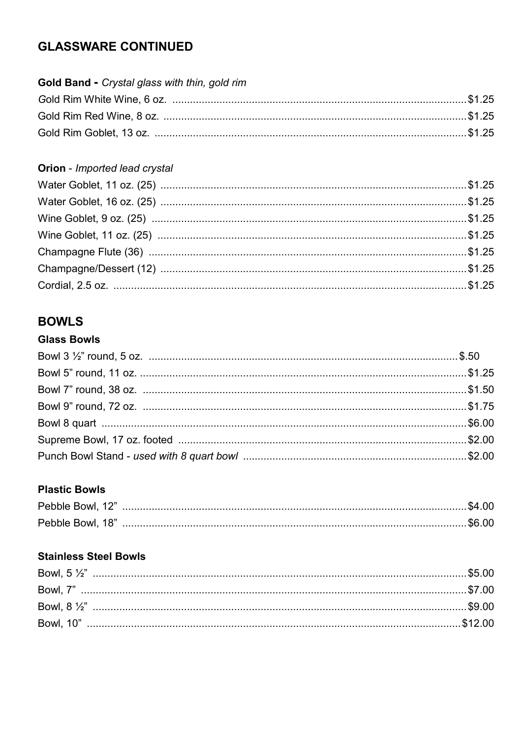## GLASSWARE CONTINUED

**Gold Band -** *Crystal glass with thin, gold rim*

Gold Rim White Wine, 6 oz. .................. $1.25
Gold Rim Red Wine, 8 oz. .................. $1.25
Gold Rim Goblet, 13 oz. .................. $1.25

**Orion** - *Imported lead crystal*

Water Goblet, 11 oz. (25) .................. $1.25
Water Goblet, 16 oz. (25) .................. $1.25
Wine Goblet, 9 oz. (25) .................. $1.25
Wine Goblet, 11 oz. (25) .................. $1.25
Champagne Flute (36) .................. $1.25
Champagne/Dessert (12) .................. $1.25
Cordial, 2.5 oz. .................. $1.25

## BOWLS

**Glass Bowls**

Bowl 3 ½" round, 5 oz. .................. $.50
Bowl 5" round, 11 oz. .................. $1.25
Bowl 7" round, 38 oz. .................. $1.50
Bowl 9" round, 72 oz. .................. $1.75
Bowl 8 quart .................. $6.00
Supreme Bowl, 17 oz. footed .................. $2.00
Punch Bowl Stand - *used with 8 quart bowl* .................. $2.00

**Plastic Bowls**

Pebble Bowl, 12" .................. $4.00
Pebble Bowl, 18" .................. $6.00

**Stainless Steel Bowls**

Bowl, 5 ½" .................. $5.00
Bowl, 7" .................. $7.00
Bowl, 8 ½" .................. $9.00
Bowl, 10" .................. $12.00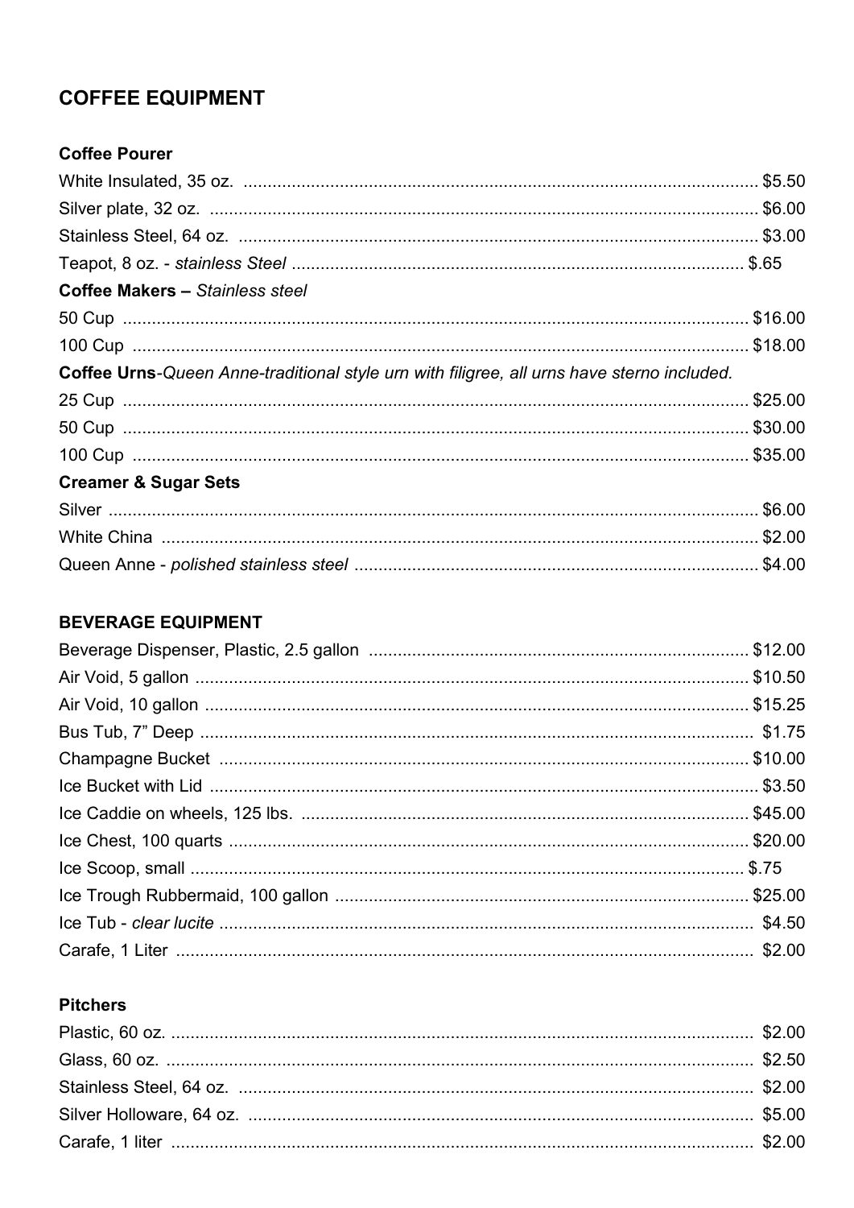## COFFEE EQUIPMENT

**Coffee Pourer**

White Insulated, 35 oz. .......... $5.50
Silver plate, 32 oz. .......... $6.00
Stainless Steel, 64 oz. .......... $3.00
Teapot, 8 oz. - *stainless Steel* .......... $.65

**Coffee Makers –** *Stainless steel*

50 Cup .......... $16.00
100 Cup .......... $18.00

**Coffee Urns**-*Queen Anne-traditional style urn with filigree, all urns have sterno included.*

25 Cup .......... $25.00
50 Cup .......... $30.00
100 Cup .......... $35.00

**Creamer & Sugar Sets**

Silver .......... $6.00
White China .......... $2.00
Queen Anne - *polished stainless steel* .......... $4.00

## BEVERAGE EQUIPMENT

Beverage Dispenser, Plastic, 2.5 gallon .......... $12.00
Air Void, 5 gallon .......... $10.50
Air Void, 10 gallon .......... $15.25
Bus Tub, 7" Deep .......... $1.75
Champagne Bucket .......... $10.00
Ice Bucket with Lid .......... $3.50
Ice Caddie on wheels, 125 lbs. .......... $45.00
Ice Chest, 100 quarts .......... $20.00
Ice Scoop, small .......... $.75
Ice Trough Rubbermaid, 100 gallon .......... $25.00
Ice Tub - *clear lucite* .......... $4.50
Carafe, 1 Liter .......... $2.00

**Pitchers**

Plastic, 60 oz. .......... $2.00
Glass, 60 oz. .......... $2.50
Stainless Steel, 64 oz. .......... $2.00
Silver Holloware, 64 oz. .......... $5.00
Carafe, 1 liter .......... $2.00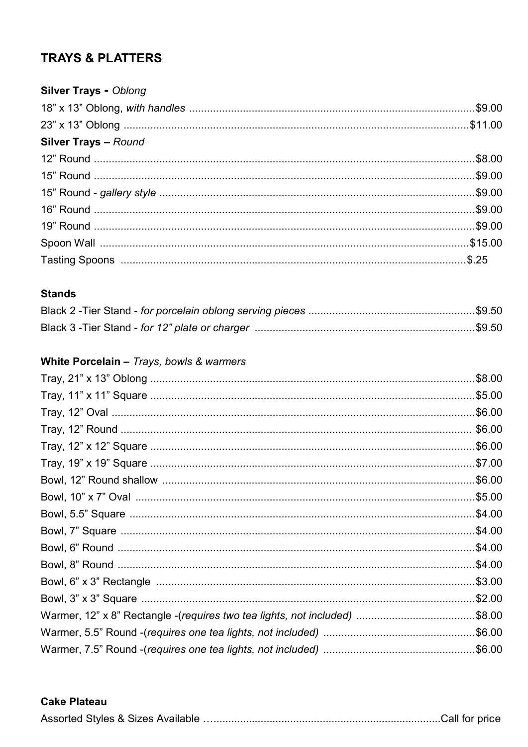## TRAYS & PLATTERS

**Silver Trays -** *Oblong*

18” x 13” Oblong, *with handles* ............................................................ $9.00
23” x 13” Oblong ............................................................ $11.00

**Silver Trays –** *Round*

12” Round ............................................................ $8.00
15” Round ............................................................ $9.00
15” Round - *gallery style* ............................................................ $9.00
16” Round ............................................................ $9.00
19” Round ............................................................ $9.00
Spoon Wall ............................................................ $15.00
Tasting Spoons ............................................................ $.25

**Stands**

Black 2 -Tier Stand - *for porcelain oblong serving pieces* ............................................................ $9.50
Black 3 -Tier Stand - *for 12” plate or charger* ............................................................ $9.50

**White Porcelain –** *Trays, bowls & warmers*

Tray, 21” x 13” Oblong ............................................................ $8.00
Tray, 11” x 11” Square ............................................................ $5.00
Tray, 12” Oval ............................................................ $6.00
Tray, 12” Round ............................................................ $6.00
Tray, 12” x 12” Square ............................................................ $6.00
Tray, 19” x 19” Square ............................................................ $7.00
Bowl, 12” Round shallow ............................................................ $6.00
Bowl, 10” x 7” Oval ............................................................ $5.00
Bowl, 5.5” Square ............................................................ $4.00
Bowl, 7” Square ............................................................ $4.00
Bowl, 6” Round ............................................................ $4.00
Bowl, 8” Round ............................................................ $4.00
Bowl, 6” x 3” Rectangle ............................................................ $3.00
Bowl, 3” x 3” Square ............................................................ $2.00
Warmer, 12” x 8” Rectangle -(*requires two tea lights, not included)* ............................................................ $8.00
Warmer, 5.5” Round -(*requires one tea lights, not included)* ............................................................ $6.00
Warmer, 7.5” Round -(*requires one tea lights, not included)* ............................................................ $6.00

**Cake Plateau**

Assorted Styles & Sizes Available ............................................................ Call for price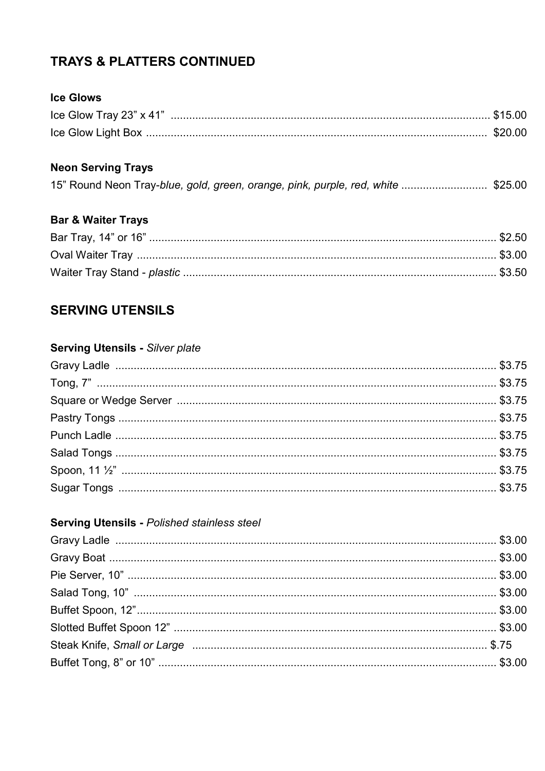## TRAYS & PLATTERS CONTINUED

### Ice Glows

Ice Glow Tray 23" x 41" ........................................................ $15.00
Ice Glow Light Box ........................................................ $20.00

### Neon Serving Trays

15" Round Neon Tray-*blue, gold, green, orange, pink, purple, red, white* ........................ $25.00

### Bar & Waiter Trays

Bar Tray, 14" or 16" ........................................................ $2.50
Oval Waiter Tray ........................................................ $3.00
Waiter Tray Stand - *plastic* ........................................................ $3.50

## SERVING UTENSILS

### Serving Utensils - *Silver plate*

Gravy Ladle ........................................................ $3.75
Tong, 7" ........................................................ $3.75
Square or Wedge Server ........................................................ $3.75
Pastry Tongs ........................................................ $3.75
Punch Ladle ........................................................ $3.75
Salad Tongs ........................................................ $3.75
Spoon, 11 ½" ........................................................ $3.75
Sugar Tongs ........................................................ $3.75

### Serving Utensils - *Polished stainless steel*

Gravy Ladle ........................................................ $3.00
Gravy Boat ........................................................ $3.00
Pie Server, 10" ........................................................ $3.00
Salad Tong, 10" ........................................................ $3.00
Buffet Spoon, 12" ........................................................ $3.00
Slotted Buffet Spoon 12" ........................................................ $3.00
Steak Knife, *Small or Large* ........................................................ $.75
Buffet Tong, 8" or 10" ........................................................ $3.00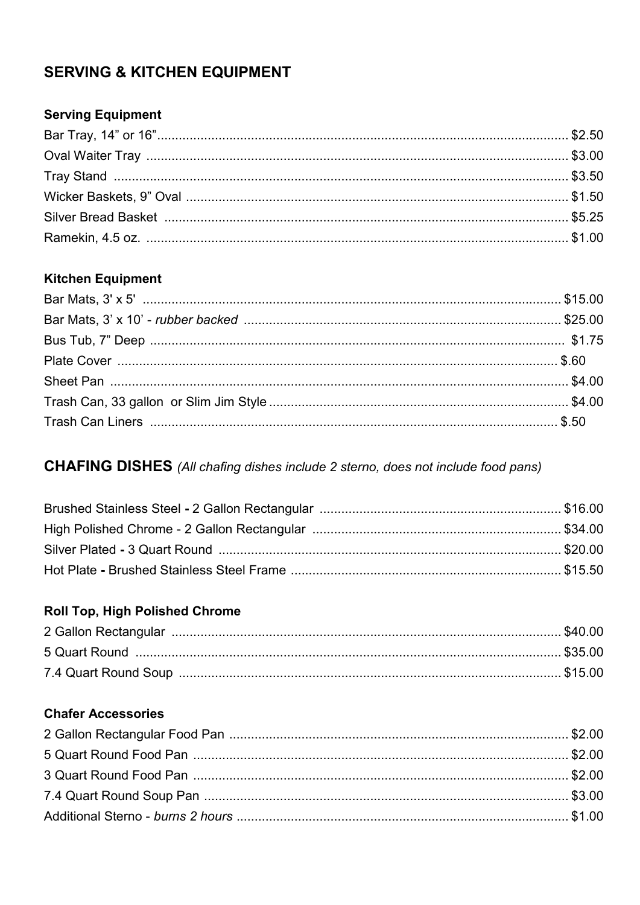## SERVING & KITCHEN EQUIPMENT

### Serving Equipment

| | |
|---|---|
| Bar Tray, 14” or 16” | $2.50 |
| Oval Waiter Tray | $3.00 |
| Tray Stand | $3.50 |
| Wicker Baskets, 9” Oval | $1.50 |
| Silver Bread Basket | $5.25 |
| Ramekin, 4.5 oz. | $1.00 |

### Kitchen Equipment

| | |
|---|---|
| Bar Mats, 3' x 5' | $15.00 |
| Bar Mats, 3’ x 10’ - *rubber backed* | $25.00 |
| Bus Tub, 7” Deep | $1.75 |
| Plate Cover | $.60 |
| Sheet Pan | $4.00 |
| Trash Can, 33 gallon or Slim Jim Style | $4.00 |
| Trash Can Liners | $.50 |

## CHAFING DISHES *(All chafing dishes include 2 sterno, does not include food pans)*

| | |
|---|---|
| Brushed Stainless Steel - 2 Gallon Rectangular | $16.00 |
| High Polished Chrome - 2 Gallon Rectangular | $34.00 |
| Silver Plated - 3 Quart Round | $20.00 |
| Hot Plate - Brushed Stainless Steel Frame | $15.50 |

### Roll Top, High Polished Chrome

| | |
|---|---|
| 2 Gallon Rectangular | $40.00 |
| 5 Quart Round | $35.00 |
| 7.4 Quart Round Soup | $15.00 |

### Chafer Accessories

| | |
|---|---|
| 2 Gallon Rectangular Food Pan | $2.00 |
| 5 Quart Round Food Pan | $2.00 |
| 3 Quart Round Food Pan | $2.00 |
| 7.4 Quart Round Soup Pan | $3.00 |
| Additional Sterno - *burns 2 hours* | $1.00 |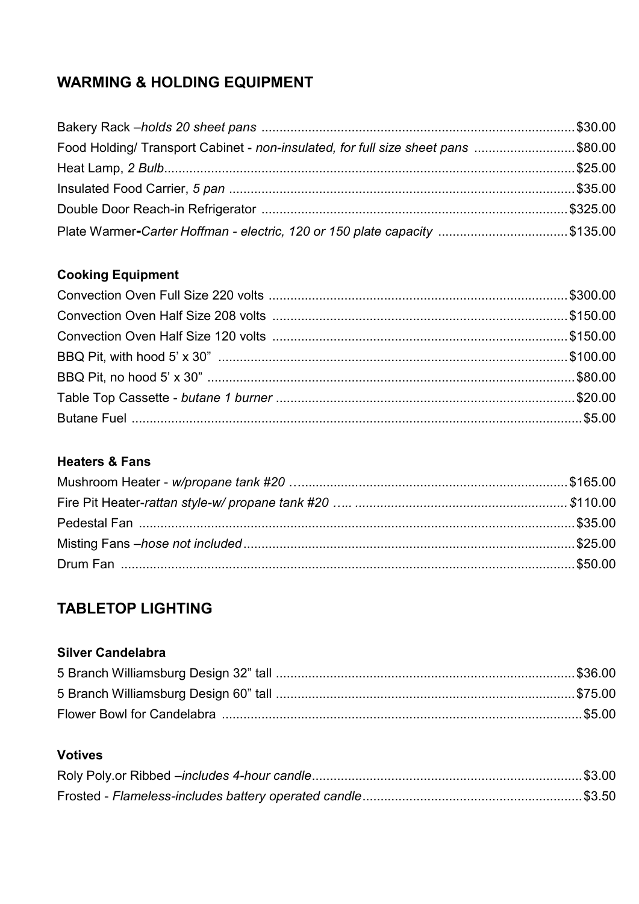## WARMING & HOLDING EQUIPMENT

Bakery Rack –*holds 20 sheet pans* ........................................ $30.00
Food Holding/ Transport Cabinet - *non-insulated, for full size sheet pans* ........................ $80.00
Heat Lamp, *2 Bulb* ........................................ $25.00
Insulated Food Carrier, *5 pan* ........................................ $35.00
Double Door Reach-in Refrigerator ........................................ $325.00
Plate Warmer-*Carter Hoffman - electric, 120 or 150 plate capacity* ........................ $135.00

### Cooking Equipment

Convection Oven Full Size 220 volts ........................................ $300.00
Convection Oven Half Size 208 volts ........................................ $150.00
Convection Oven Half Size 120 volts ........................................ $150.00
BBQ Pit, with hood 5' x 30" ........................................ $100.00
BBQ Pit, no hood 5' x 30" ........................................ $80.00
Table Top Cassette - *butane 1 burner* ........................................ $20.00
Butane Fuel ........................................ $5.00

### Heaters & Fans

Mushroom Heater - *w/propane tank #20* ........................................ $165.00
Fire Pit Heater-*rattan style-w/ propane tank #20* ….. ........................................ *$*110.00
Pedestal Fan ........................................ $35.00
Misting Fans –*hose not included* ........................................ $25.00
Drum Fan ........................................ $50.00

## TABLETOP LIGHTING

### Silver Candelabra

5 Branch Williamsburg Design 32" tall ........................................ $36.00
5 Branch Williamsburg Design 60" tall ........................................ $75.00
Flower Bowl for Candelabra ........................................ $5.00

### Votives

Roly Poly.or Ribbed –*includes 4-hour candle* ........................................ $3.00
Frosted - *Flameless-includes battery operated candle* ........................................ $3.50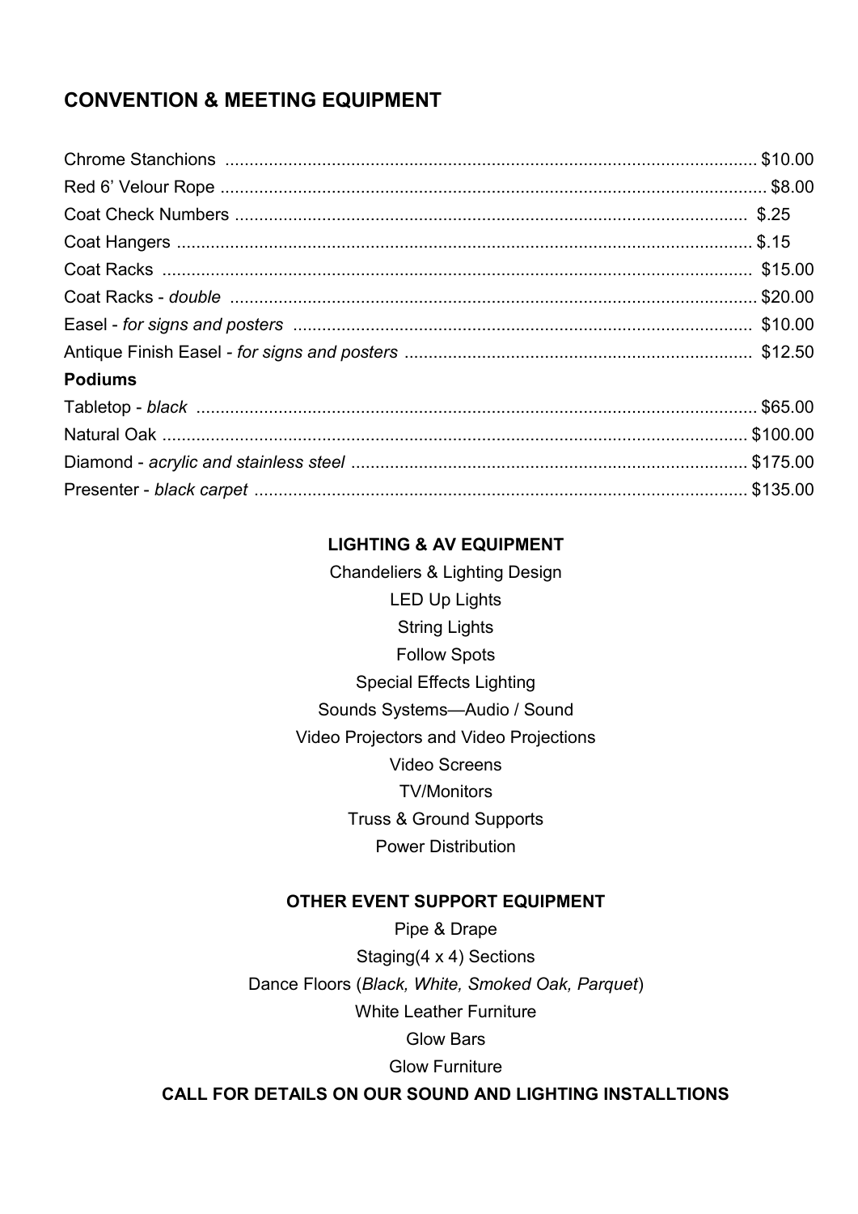## CONVENTION & MEETING EQUIPMENT

| | |
|---|---|
| Chrome Stanchions | $10.00 |
| Red 6' Velour Rope | $8.00 |
| Coat Check Numbers | $.25 |
| Coat Hangers | $.15 |
| Coat Racks | $15.00 |
| Coat Racks - *double* | $20.00 |
| Easel - *for signs and posters* | $10.00 |
| Antique Finish Easel - *for signs and posters* | $12.50 |
| **Podiums** | |
| Tabletop - *black* | $65.00 |
| Natural Oak | $100.00 |
| Diamond - *acrylic and stainless steel* | $175.00 |
| Presenter - *black carpet* | $135.00 |

**LIGHTING & AV EQUIPMENT**

Chandeliers & Lighting Design

LED Up Lights

String Lights

Follow Spots

Special Effects Lighting

Sounds Systems—Audio / Sound

Video Projectors and Video Projections

Video Screens

TV/Monitors

Truss & Ground Supports

Power Distribution

**OTHER EVENT SUPPORT EQUIPMENT**

Pipe & Drape

Staging(4 x 4) Sections

Dance Floors (*Black, White, Smoked Oak, Parquet*)

White Leather Furniture

Glow Bars

Glow Furniture

**CALL FOR DETAILS ON OUR SOUND AND LIGHTING INSTALLTIONS**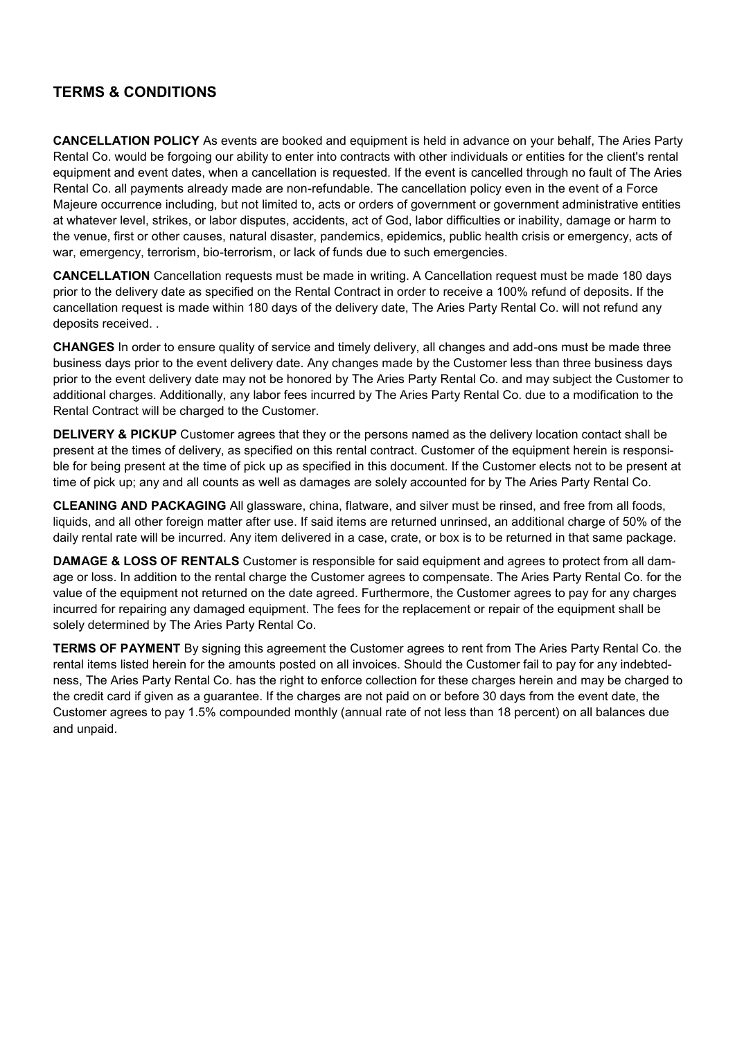## TERMS & CONDITIONS

**CANCELLATION POLICY** As events are booked and equipment is held in advance on your behalf, The Aries Party Rental Co. would be forgoing our ability to enter into contracts with other individuals or entities for the client's rental equipment and event dates, when a cancellation is requested. If the event is cancelled through no fault of The Aries Rental Co. all payments already made are non-refundable. The cancellation policy even in the event of a Force Majeure occurrence including, but not limited to, acts or orders of government or government administrative entities at whatever level, strikes, or labor disputes, accidents, act of God, labor difficulties or inability, damage or harm to the venue, first or other causes, natural disaster, pandemics, epidemics, public health crisis or emergency, acts of war, emergency, terrorism, bio-terrorism, or lack of funds due to such emergencies.

**CANCELLATION** Cancellation requests must be made in writing. A Cancellation request must be made 180 days prior to the delivery date as specified on the Rental Contract in order to receive a 100% refund of deposits. If the cancellation request is made within 180 days of the delivery date, The Aries Party Rental Co. will not refund any deposits received. .

**CHANGES** In order to ensure quality of service and timely delivery, all changes and add-ons must be made three business days prior to the event delivery date. Any changes made by the Customer less than three business days prior to the event delivery date may not be honored by The Aries Party Rental Co. and may subject the Customer to additional charges. Additionally, any labor fees incurred by The Aries Party Rental Co. due to a modification to the Rental Contract will be charged to the Customer.

**DELIVERY & PICKUP** Customer agrees that they or the persons named as the delivery location contact shall be present at the times of delivery, as specified on this rental contract. Customer of the equipment herein is responsible for being present at the time of pick up as specified in this document. If the Customer elects not to be present at time of pick up; any and all counts as well as damages are solely accounted for by The Aries Party Rental Co.

**CLEANING AND PACKAGING** All glassware, china, flatware, and silver must be rinsed, and free from all foods, liquids, and all other foreign matter after use. If said items are returned unrinsed, an additional charge of 50% of the daily rental rate will be incurred. Any item delivered in a case, crate, or box is to be returned in that same package.

**DAMAGE & LOSS OF RENTALS** Customer is responsible for said equipment and agrees to protect from all damage or loss. In addition to the rental charge the Customer agrees to compensate. The Aries Party Rental Co. for the value of the equipment not returned on the date agreed. Furthermore, the Customer agrees to pay for any charges incurred for repairing any damaged equipment. The fees for the replacement or repair of the equipment shall be solely determined by The Aries Party Rental Co.

**TERMS OF PAYMENT** By signing this agreement the Customer agrees to rent from The Aries Party Rental Co. the rental items listed herein for the amounts posted on all invoices. Should the Customer fail to pay for any indebtedness, The Aries Party Rental Co. has the right to enforce collection for these charges herein and may be charged to the credit card if given as a guarantee. If the charges are not paid on or before 30 days from the event date, the Customer agrees to pay 1.5% compounded monthly (annual rate of not less than 18 percent) on all balances due and unpaid.